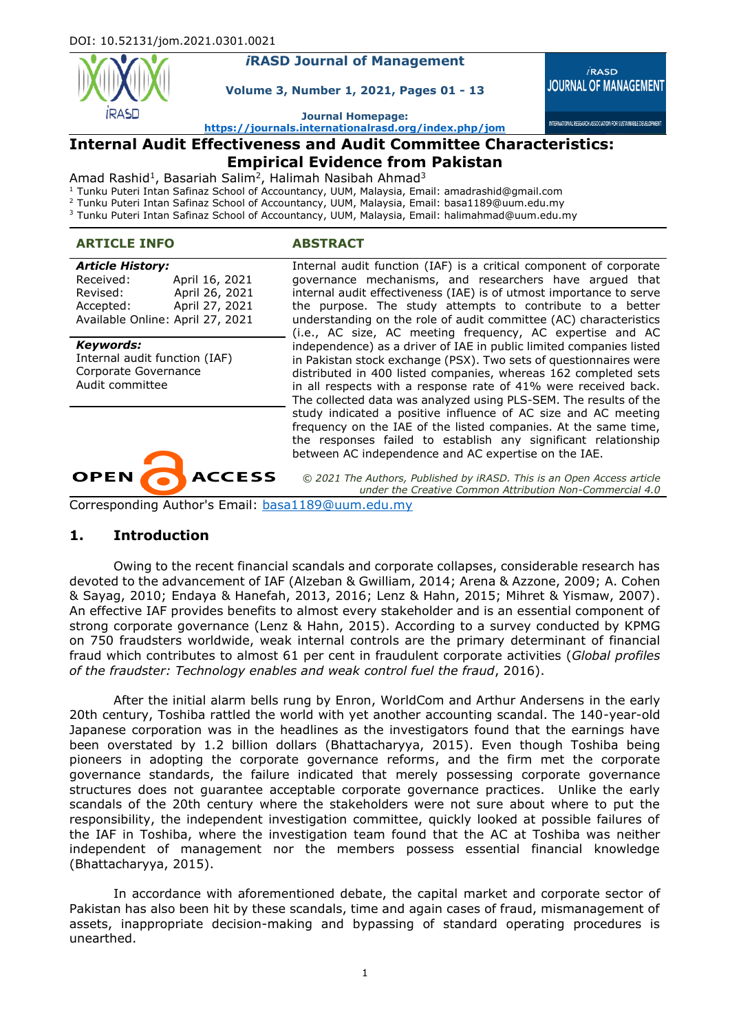DOI: 10.52131/jom.2021.0301.0021

*i*RASD Journal of Management

# Internal Audit Effectiveness and Audit Committee Characteristics: Empirical Evidence from Pakistan

Amad Rashid[1], Basariah Salim[2], Halimah Nasibah Ahmad[3]

[1] Tunku Puteri Intan Safinaz School of Accountancy, UUM, Malaysia, Email: amadrashid@gmail.com
[2] Tunku Puteri Intan Safinaz School of Accountancy, UUM, Malaysia, Email: basa1189@uum.edu.my
[3] Tunku Puteri Intan Safinaz School of Accountancy, UUM, Malaysia, Email: halimahmad@uum.edu.my

## ARTICLE INFO

**Article History:**
Received: April 16, 2021
Revised: April 26, 2021
Accepted: April 27, 2021
Available Online: April 27, 2021

**Keywords:**
Internal audit function (IAF)
Corporate Governance
Audit committee

## ABSTRACT

Internal audit function (IAF) is a critical component of corporate governance mechanisms, and researchers have argued that internal audit effectiveness (IAE) is of utmost importance to serve the purpose. The study attempts to contribute to a better understanding on the role of audit committee (AC) characteristics (i.e., AC size, AC meeting frequency, AC expertise and AC independence) as a driver of IAE in public limited companies listed in Pakistan stock exchange (PSX). Two sets of questionnaires were distributed in 400 listed companies, whereas 162 completed sets in all respects with a response rate of 41% were received back. The collected data was analyzed using PLS-SEM. The results of the study indicated a positive influence of AC size and AC meeting frequency on the IAE of the listed companies. At the same time, the responses failed to establish any significant relationship between AC independence and AC expertise on the IAE.

*© 2021 The Authors, Published by iRASD. This is an Open Access article under the Creative Common Attribution Non-Commercial 4.0*

Corresponding Author's Email: basa1189@uum.edu.my

## 1. Introduction

Owing to the recent financial scandals and corporate collapses, considerable research has devoted to the advancement of IAF (Alzeban & Gwilliam, 2014; Arena & Azzone, 2009; A. Cohen & Sayag, 2010; Endaya & Hanefah, 2013, 2016; Lenz & Hahn, 2015; Mihret & Yismaw, 2007). An effective IAF provides benefits to almost every stakeholder and is an essential component of strong corporate governance (Lenz & Hahn, 2015). According to a survey conducted by KPMG on 750 fraudsters worldwide, weak internal controls are the primary determinant of financial fraud which contributes to almost 61 per cent in fraudulent corporate activities (*Global profiles of the fraudster: Technology enables and weak control fuel the fraud*, 2016).

After the initial alarm bells rung by Enron, WorldCom and Arthur Andersens in the early 20th century, Toshiba rattled the world with yet another accounting scandal. The 140-year-old Japanese corporation was in the headlines as the investigators found that the earnings have been overstated by 1.2 billion dollars (Bhattacharyya, 2015). Even though Toshiba being pioneers in adopting the corporate governance reforms, and the firm met the corporate governance standards, the failure indicated that merely possessing corporate governance structures does not guarantee acceptable corporate governance practices. Unlike the early scandals of the 20th century where the stakeholders were not sure about where to put the responsibility, the independent investigation committee, quickly looked at possible failures of the IAF in Toshiba, where the investigation team found that the AC at Toshiba was neither independent of management nor the members possess essential financial knowledge (Bhattacharyya, 2015).

In accordance with aforementioned debate, the capital market and corporate sector of Pakistan has also been hit by these scandals, time and again cases of fraud, mismanagement of assets, inappropriate decision-making and bypassing of standard operating procedures is unearthed.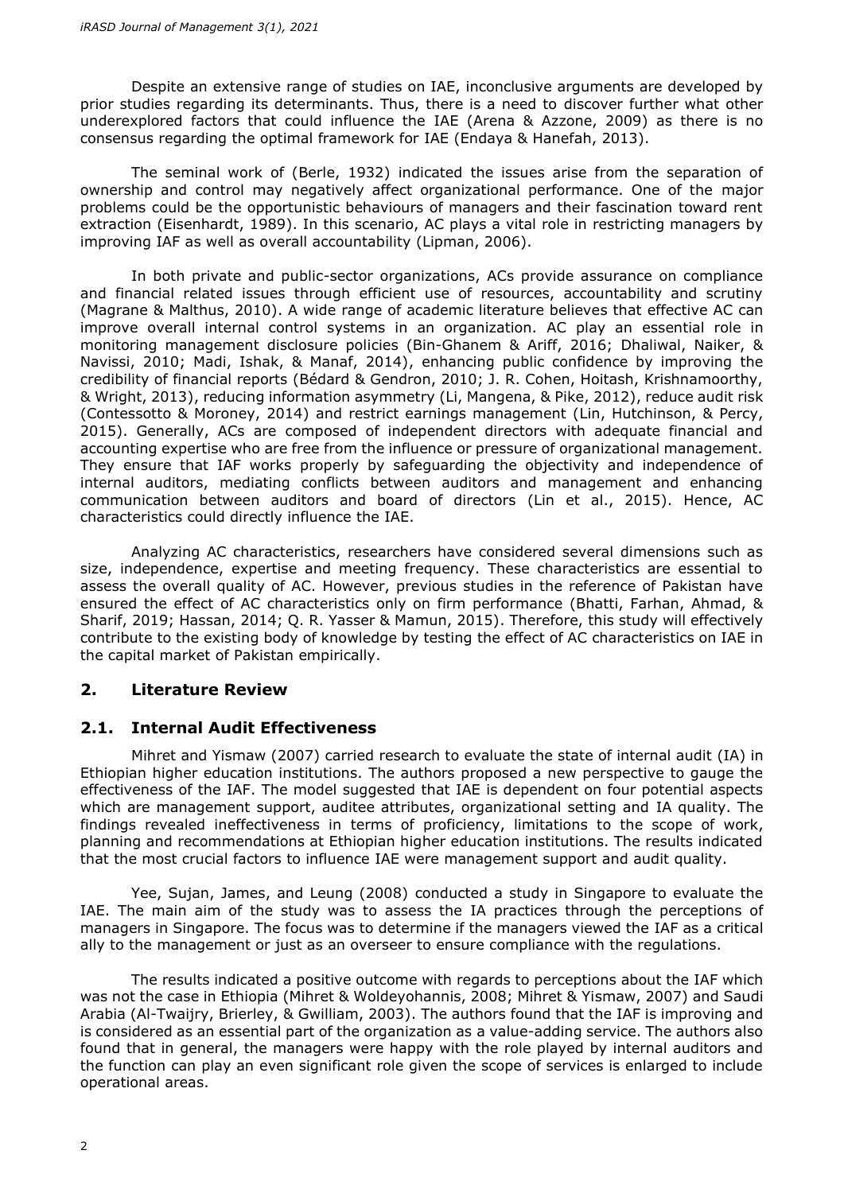Despite an extensive range of studies on IAE, inconclusive arguments are developed by prior studies regarding its determinants. Thus, there is a need to discover further what other underexplored factors that could influence the IAE (Arena & Azzone, 2009) as there is no consensus regarding the optimal framework for IAE (Endaya & Hanefah, 2013).

The seminal work of (Berle, 1932) indicated the issues arise from the separation of ownership and control may negatively affect organizational performance. One of the major problems could be the opportunistic behaviours of managers and their fascination toward rent extraction (Eisenhardt, 1989). In this scenario, AC plays a vital role in restricting managers by improving IAF as well as overall accountability (Lipman, 2006).

In both private and public-sector organizations, ACs provide assurance on compliance and financial related issues through efficient use of resources, accountability and scrutiny (Magrane & Malthus, 2010). A wide range of academic literature believes that effective AC can improve overall internal control systems in an organization. AC play an essential role in monitoring management disclosure policies (Bin-Ghanem & Ariff, 2016; Dhaliwal, Naiker, & Navissi, 2010; Madi, Ishak, & Manaf, 2014), enhancing public confidence by improving the credibility of financial reports (Bédard & Gendron, 2010; J. R. Cohen, Hoitash, Krishnamoorthy, & Wright, 2013), reducing information asymmetry (Li, Mangena, & Pike, 2012), reduce audit risk (Contessotto & Moroney, 2014) and restrict earnings management (Lin, Hutchinson, & Percy, 2015). Generally, ACs are composed of independent directors with adequate financial and accounting expertise who are free from the influence or pressure of organizational management. They ensure that IAF works properly by safeguarding the objectivity and independence of internal auditors, mediating conflicts between auditors and management and enhancing communication between auditors and board of directors (Lin et al., 2015). Hence, AC characteristics could directly influence the IAE.

Analyzing AC characteristics, researchers have considered several dimensions such as size, independence, expertise and meeting frequency. These characteristics are essential to assess the overall quality of AC. However, previous studies in the reference of Pakistan have ensured the effect of AC characteristics only on firm performance (Bhatti, Farhan, Ahmad, & Sharif, 2019; Hassan, 2014; Q. R. Yasser & Mamun, 2015). Therefore, this study will effectively contribute to the existing body of knowledge by testing the effect of AC characteristics on IAE in the capital market of Pakistan empirically.

## 2. Literature Review

### 2.1. Internal Audit Effectiveness

Mihret and Yismaw (2007) carried research to evaluate the state of internal audit (IA) in Ethiopian higher education institutions. The authors proposed a new perspective to gauge the effectiveness of the IAF. The model suggested that IAE is dependent on four potential aspects which are management support, auditee attributes, organizational setting and IA quality. The findings revealed ineffectiveness in terms of proficiency, limitations to the scope of work, planning and recommendations at Ethiopian higher education institutions. The results indicated that the most crucial factors to influence IAE were management support and audit quality.

Yee, Sujan, James, and Leung (2008) conducted a study in Singapore to evaluate the IAE. The main aim of the study was to assess the IA practices through the perceptions of managers in Singapore. The focus was to determine if the managers viewed the IAF as a critical ally to the management or just as an overseer to ensure compliance with the regulations.

The results indicated a positive outcome with regards to perceptions about the IAF which was not the case in Ethiopia (Mihret & Woldeyohannis, 2008; Mihret & Yismaw, 2007) and Saudi Arabia (Al-Twaijry, Brierley, & Gwilliam, 2003). The authors found that the IAF is improving and is considered as an essential part of the organization as a value-adding service. The authors also found that in general, the managers were happy with the role played by internal auditors and the function can play an even significant role given the scope of services is enlarged to include operational areas.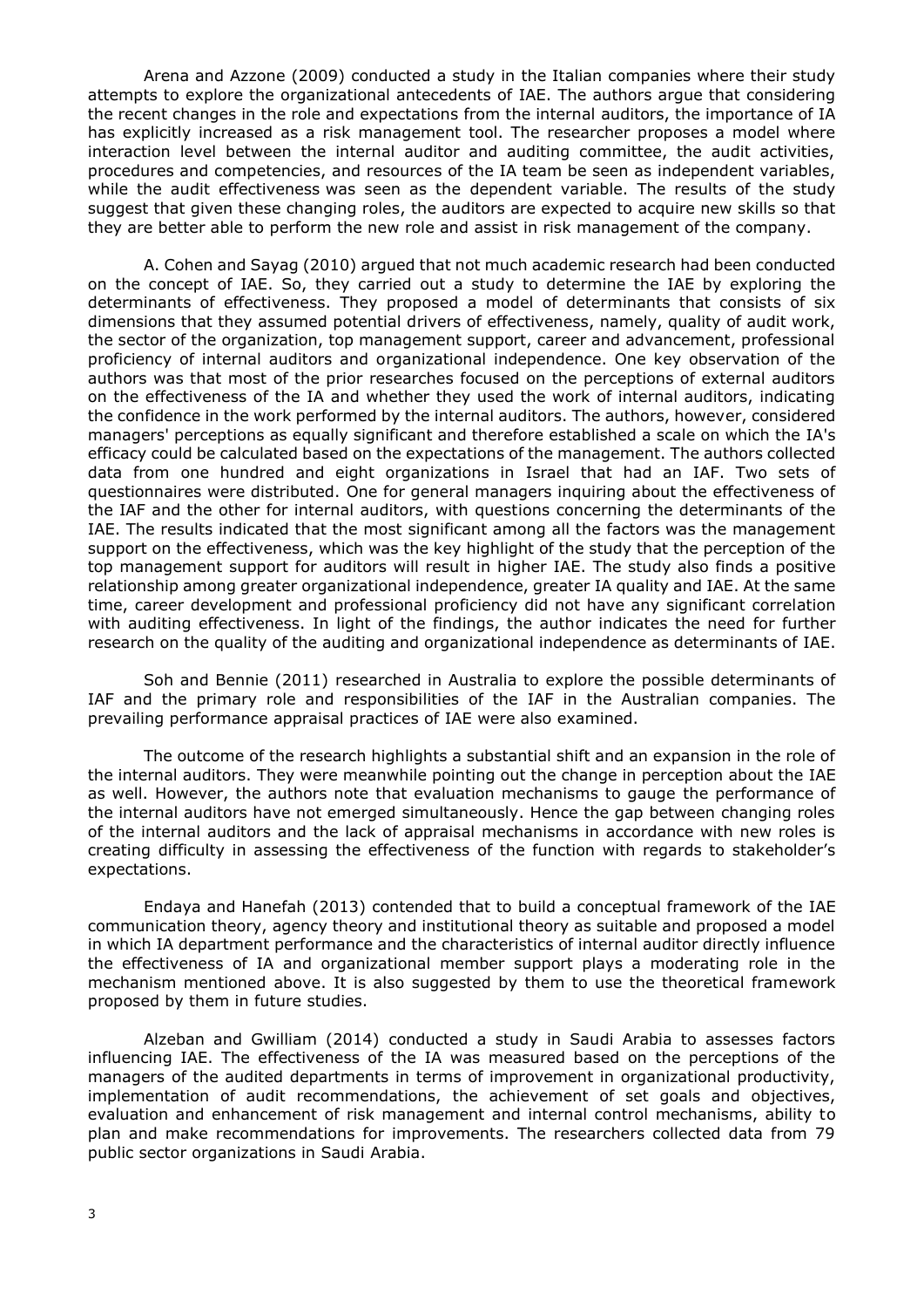Arena and Azzone (2009) conducted a study in the Italian companies where their study attempts to explore the organizational antecedents of IAE. The authors argue that considering the recent changes in the role and expectations from the internal auditors, the importance of IA has explicitly increased as a risk management tool. The researcher proposes a model where interaction level between the internal auditor and auditing committee, the audit activities, procedures and competencies, and resources of the IA team be seen as independent variables, while the audit effectiveness was seen as the dependent variable. The results of the study suggest that given these changing roles, the auditors are expected to acquire new skills so that they are better able to perform the new role and assist in risk management of the company.

A. Cohen and Sayag (2010) argued that not much academic research had been conducted on the concept of IAE. So, they carried out a study to determine the IAE by exploring the determinants of effectiveness. They proposed a model of determinants that consists of six dimensions that they assumed potential drivers of effectiveness, namely, quality of audit work, the sector of the organization, top management support, career and advancement, professional proficiency of internal auditors and organizational independence. One key observation of the authors was that most of the prior researches focused on the perceptions of external auditors on the effectiveness of the IA and whether they used the work of internal auditors, indicating the confidence in the work performed by the internal auditors. The authors, however, considered managers' perceptions as equally significant and therefore established a scale on which the IA's efficacy could be calculated based on the expectations of the management. The authors collected data from one hundred and eight organizations in Israel that had an IAF. Two sets of questionnaires were distributed. One for general managers inquiring about the effectiveness of the IAF and the other for internal auditors, with questions concerning the determinants of the IAE. The results indicated that the most significant among all the factors was the management support on the effectiveness, which was the key highlight of the study that the perception of the top management support for auditors will result in higher IAE. The study also finds a positive relationship among greater organizational independence, greater IA quality and IAE. At the same time, career development and professional proficiency did not have any significant correlation with auditing effectiveness. In light of the findings, the author indicates the need for further research on the quality of the auditing and organizational independence as determinants of IAE.

Soh and Bennie (2011) researched in Australia to explore the possible determinants of IAF and the primary role and responsibilities of the IAF in the Australian companies. The prevailing performance appraisal practices of IAE were also examined.

The outcome of the research highlights a substantial shift and an expansion in the role of the internal auditors. They were meanwhile pointing out the change in perception about the IAE as well. However, the authors note that evaluation mechanisms to gauge the performance of the internal auditors have not emerged simultaneously. Hence the gap between changing roles of the internal auditors and the lack of appraisal mechanisms in accordance with new roles is creating difficulty in assessing the effectiveness of the function with regards to stakeholder's expectations.

Endaya and Hanefah (2013) contended that to build a conceptual framework of the IAE communication theory, agency theory and institutional theory as suitable and proposed a model in which IA department performance and the characteristics of internal auditor directly influence the effectiveness of IA and organizational member support plays a moderating role in the mechanism mentioned above. It is also suggested by them to use the theoretical framework proposed by them in future studies.

Alzeban and Gwilliam (2014) conducted a study in Saudi Arabia to assesses factors influencing IAE. The effectiveness of the IA was measured based on the perceptions of the managers of the audited departments in terms of improvement in organizational productivity, implementation of audit recommendations, the achievement of set goals and objectives, evaluation and enhancement of risk management and internal control mechanisms, ability to plan and make recommendations for improvements. The researchers collected data from 79 public sector organizations in Saudi Arabia.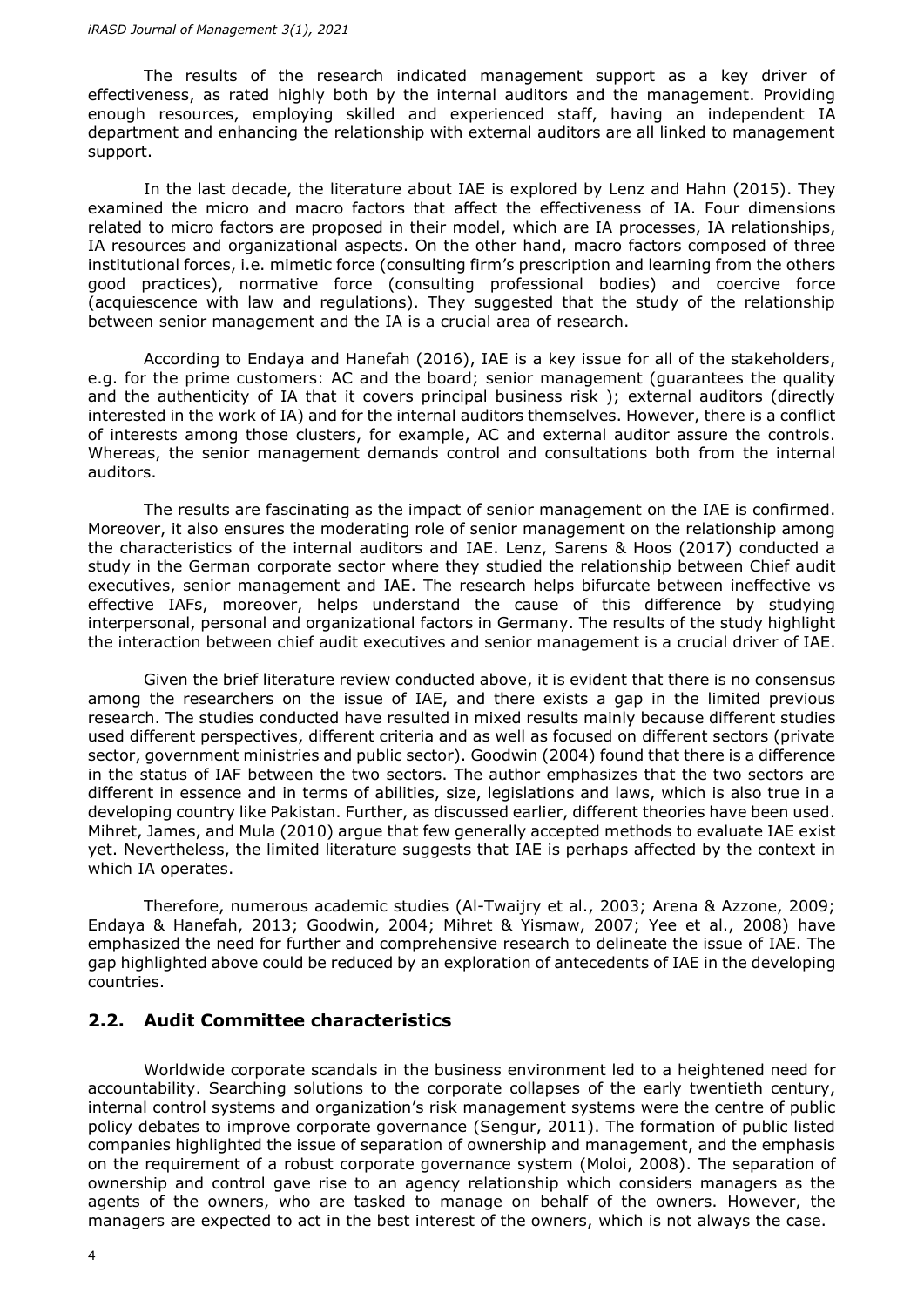The results of the research indicated management support as a key driver of effectiveness, as rated highly both by the internal auditors and the management. Providing enough resources, employing skilled and experienced staff, having an independent IA department and enhancing the relationship with external auditors are all linked to management support.

In the last decade, the literature about IAE is explored by Lenz and Hahn (2015). They examined the micro and macro factors that affect the effectiveness of IA. Four dimensions related to micro factors are proposed in their model, which are IA processes, IA relationships, IA resources and organizational aspects. On the other hand, macro factors composed of three institutional forces, i.e. mimetic force (consulting firm's prescription and learning from the others good practices), normative force (consulting professional bodies) and coercive force (acquiescence with law and regulations). They suggested that the study of the relationship between senior management and the IA is a crucial area of research.

According to Endaya and Hanefah (2016), IAE is a key issue for all of the stakeholders, e.g. for the prime customers: AC and the board; senior management (guarantees the quality and the authenticity of IA that it covers principal business risk ); external auditors (directly interested in the work of IA) and for the internal auditors themselves. However, there is a conflict of interests among those clusters, for example, AC and external auditor assure the controls. Whereas, the senior management demands control and consultations both from the internal auditors.

The results are fascinating as the impact of senior management on the IAE is confirmed. Moreover, it also ensures the moderating role of senior management on the relationship among the characteristics of the internal auditors and IAE. Lenz, Sarens & Hoos (2017) conducted a study in the German corporate sector where they studied the relationship between Chief audit executives, senior management and IAE. The research helps bifurcate between ineffective vs effective IAFs, moreover, helps understand the cause of this difference by studying interpersonal, personal and organizational factors in Germany. The results of the study highlight the interaction between chief audit executives and senior management is a crucial driver of IAE.

Given the brief literature review conducted above, it is evident that there is no consensus among the researchers on the issue of IAE, and there exists a gap in the limited previous research. The studies conducted have resulted in mixed results mainly because different studies used different perspectives, different criteria and as well as focused on different sectors (private sector, government ministries and public sector). Goodwin (2004) found that there is a difference in the status of IAF between the two sectors. The author emphasizes that the two sectors are different in essence and in terms of abilities, size, legislations and laws, which is also true in a developing country like Pakistan. Further, as discussed earlier, different theories have been used. Mihret, James, and Mula (2010) argue that few generally accepted methods to evaluate IAE exist yet. Nevertheless, the limited literature suggests that IAE is perhaps affected by the context in which IA operates.

Therefore, numerous academic studies (Al-Twaijry et al., 2003; Arena & Azzone, 2009; Endaya & Hanefah, 2013; Goodwin, 2004; Mihret & Yismaw, 2007; Yee et al., 2008) have emphasized the need for further and comprehensive research to delineate the issue of IAE. The gap highlighted above could be reduced by an exploration of antecedents of IAE in the developing countries.

## 2.2. Audit Committee characteristics

Worldwide corporate scandals in the business environment led to a heightened need for accountability. Searching solutions to the corporate collapses of the early twentieth century, internal control systems and organization's risk management systems were the centre of public policy debates to improve corporate governance (Sengur, 2011). The formation of public listed companies highlighted the issue of separation of ownership and management, and the emphasis on the requirement of a robust corporate governance system (Moloi, 2008). The separation of ownership and control gave rise to an agency relationship which considers managers as the agents of the owners, who are tasked to manage on behalf of the owners. However, the managers are expected to act in the best interest of the owners, which is not always the case.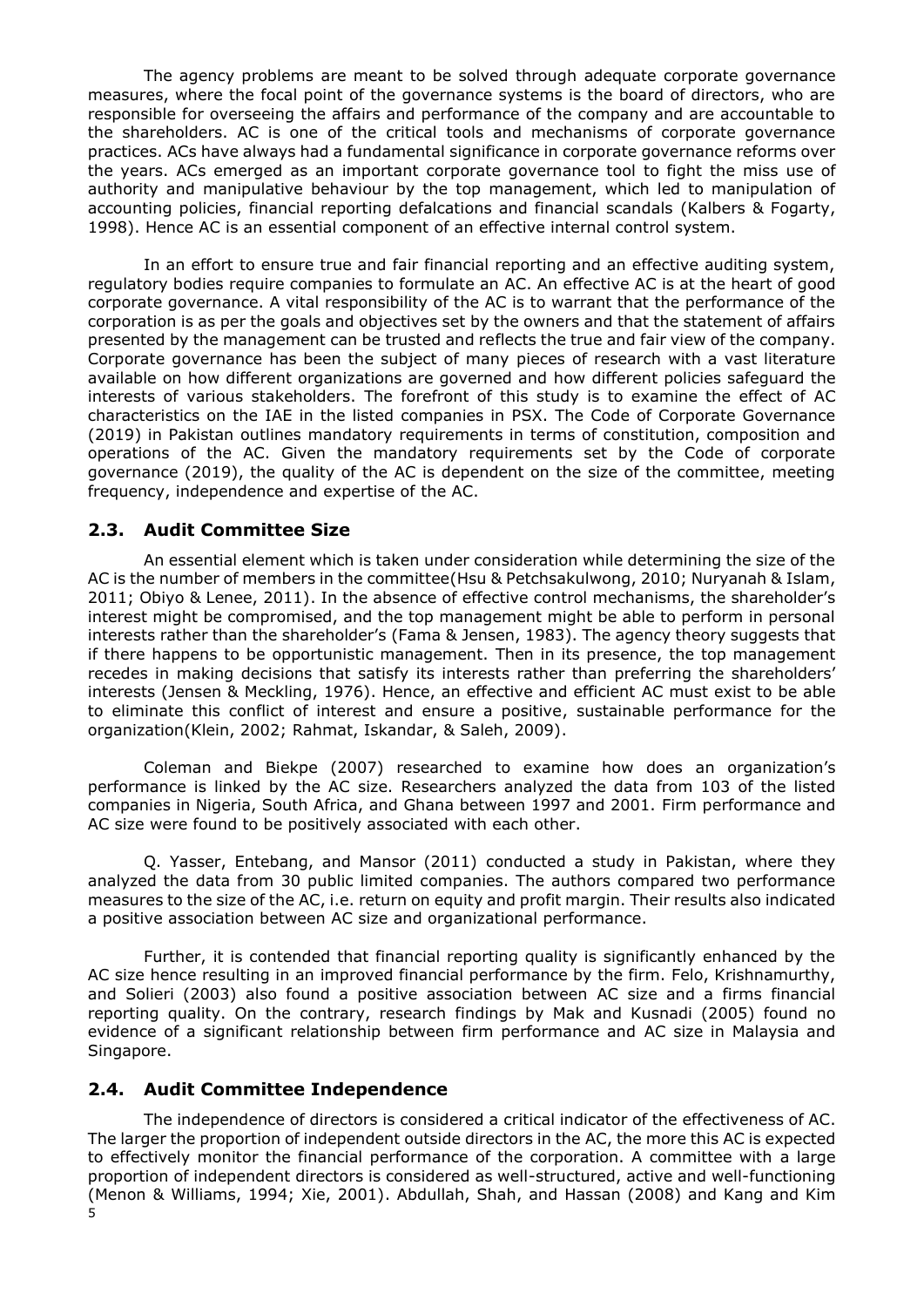The agency problems are meant to be solved through adequate corporate governance measures, where the focal point of the governance systems is the board of directors, who are responsible for overseeing the affairs and performance of the company and are accountable to the shareholders. AC is one of the critical tools and mechanisms of corporate governance practices. ACs have always had a fundamental significance in corporate governance reforms over the years. ACs emerged as an important corporate governance tool to fight the miss use of authority and manipulative behaviour by the top management, which led to manipulation of accounting policies, financial reporting defalcations and financial scandals (Kalbers & Fogarty, 1998). Hence AC is an essential component of an effective internal control system.

In an effort to ensure true and fair financial reporting and an effective auditing system, regulatory bodies require companies to formulate an AC. An effective AC is at the heart of good corporate governance. A vital responsibility of the AC is to warrant that the performance of the corporation is as per the goals and objectives set by the owners and that the statement of affairs presented by the management can be trusted and reflects the true and fair view of the company. Corporate governance has been the subject of many pieces of research with a vast literature available on how different organizations are governed and how different policies safeguard the interests of various stakeholders. The forefront of this study is to examine the effect of AC characteristics on the IAE in the listed companies in PSX. The Code of Corporate Governance (2019) in Pakistan outlines mandatory requirements in terms of constitution, composition and operations of the AC. Given the mandatory requirements set by the Code of corporate governance (2019), the quality of the AC is dependent on the size of the committee, meeting frequency, independence and expertise of the AC.

## 2.3. Audit Committee Size

An essential element which is taken under consideration while determining the size of the AC is the number of members in the committee(Hsu & Petchsakulwong, 2010; Nuryanah & Islam, 2011; Obiyo & Lenee, 2011). In the absence of effective control mechanisms, the shareholder's interest might be compromised, and the top management might be able to perform in personal interests rather than the shareholder's (Fama & Jensen, 1983). The agency theory suggests that if there happens to be opportunistic management. Then in its presence, the top management recedes in making decisions that satisfy its interests rather than preferring the shareholders' interests (Jensen & Meckling, 1976). Hence, an effective and efficient AC must exist to be able to eliminate this conflict of interest and ensure a positive, sustainable performance for the organization(Klein, 2002; Rahmat, Iskandar, & Saleh, 2009).

Coleman and Biekpe (2007) researched to examine how does an organization's performance is linked by the AC size. Researchers analyzed the data from 103 of the listed companies in Nigeria, South Africa, and Ghana between 1997 and 2001. Firm performance and AC size were found to be positively associated with each other.

Q. Yasser, Entebang, and Mansor (2011) conducted a study in Pakistan, where they analyzed the data from 30 public limited companies. The authors compared two performance measures to the size of the AC, i.e. return on equity and profit margin. Their results also indicated a positive association between AC size and organizational performance.

Further, it is contended that financial reporting quality is significantly enhanced by the AC size hence resulting in an improved financial performance by the firm. Felo, Krishnamurthy, and Solieri (2003) also found a positive association between AC size and a firms financial reporting quality. On the contrary, research findings by Mak and Kusnadi (2005) found no evidence of a significant relationship between firm performance and AC size in Malaysia and Singapore.

## 2.4. Audit Committee Independence

The independence of directors is considered a critical indicator of the effectiveness of AC. The larger the proportion of independent outside directors in the AC, the more this AC is expected to effectively monitor the financial performance of the corporation. A committee with a large proportion of independent directors is considered as well-structured, active and well-functioning (Menon & Williams, 1994; Xie, 2001). Abdullah, Shah, and Hassan (2008) and Kang and Kim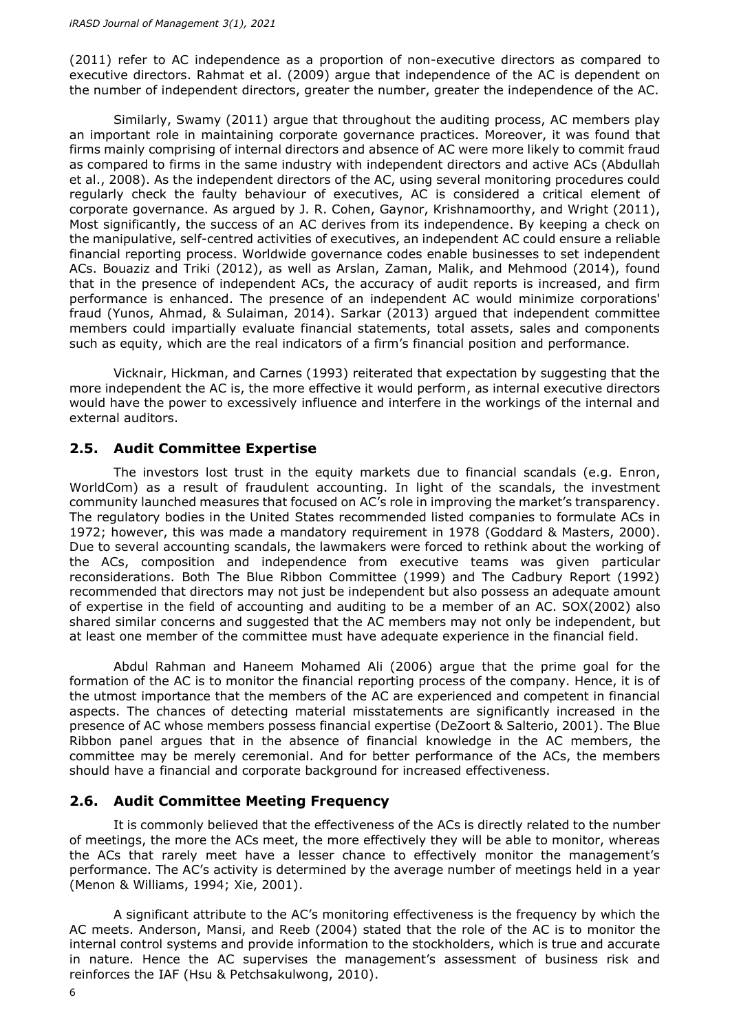(2011) refer to AC independence as a proportion of non-executive directors as compared to executive directors. Rahmat et al. (2009) argue that independence of the AC is dependent on the number of independent directors, greater the number, greater the independence of the AC.

Similarly, Swamy (2011) argue that throughout the auditing process, AC members play an important role in maintaining corporate governance practices. Moreover, it was found that firms mainly comprising of internal directors and absence of AC were more likely to commit fraud as compared to firms in the same industry with independent directors and active ACs (Abdullah et al., 2008). As the independent directors of the AC, using several monitoring procedures could regularly check the faulty behaviour of executives, AC is considered a critical element of corporate governance. As argued by J. R. Cohen, Gaynor, Krishnamoorthy, and Wright (2011), Most significantly, the success of an AC derives from its independence. By keeping a check on the manipulative, self-centred activities of executives, an independent AC could ensure a reliable financial reporting process. Worldwide governance codes enable businesses to set independent ACs. Bouaziz and Triki (2012), as well as Arslan, Zaman, Malik, and Mehmood (2014), found that in the presence of independent ACs, the accuracy of audit reports is increased, and firm performance is enhanced. The presence of an independent AC would minimize corporations' fraud (Yunos, Ahmad, & Sulaiman, 2014). Sarkar (2013) argued that independent committee members could impartially evaluate financial statements, total assets, sales and components such as equity, which are the real indicators of a firm's financial position and performance.

Vicknair, Hickman, and Carnes (1993) reiterated that expectation by suggesting that the more independent the AC is, the more effective it would perform, as internal executive directors would have the power to excessively influence and interfere in the workings of the internal and external auditors.

## 2.5. Audit Committee Expertise

The investors lost trust in the equity markets due to financial scandals (e.g. Enron, WorldCom) as a result of fraudulent accounting. In light of the scandals, the investment community launched measures that focused on AC's role in improving the market's transparency. The regulatory bodies in the United States recommended listed companies to formulate ACs in 1972; however, this was made a mandatory requirement in 1978 (Goddard & Masters, 2000). Due to several accounting scandals, the lawmakers were forced to rethink about the working of the ACs, composition and independence from executive teams was given particular reconsiderations. Both The Blue Ribbon Committee (1999) and The Cadbury Report (1992) recommended that directors may not just be independent but also possess an adequate amount of expertise in the field of accounting and auditing to be a member of an AC. SOX(2002) also shared similar concerns and suggested that the AC members may not only be independent, but at least one member of the committee must have adequate experience in the financial field.

Abdul Rahman and Haneem Mohamed Ali (2006) argue that the prime goal for the formation of the AC is to monitor the financial reporting process of the company. Hence, it is of the utmost importance that the members of the AC are experienced and competent in financial aspects. The chances of detecting material misstatements are significantly increased in the presence of AC whose members possess financial expertise (DeZoort & Salterio, 2001). The Blue Ribbon panel argues that in the absence of financial knowledge in the AC members, the committee may be merely ceremonial. And for better performance of the ACs, the members should have a financial and corporate background for increased effectiveness.

## 2.6. Audit Committee Meeting Frequency

It is commonly believed that the effectiveness of the ACs is directly related to the number of meetings, the more the ACs meet, the more effectively they will be able to monitor, whereas the ACs that rarely meet have a lesser chance to effectively monitor the management's performance. The AC's activity is determined by the average number of meetings held in a year (Menon & Williams, 1994; Xie, 2001).

A significant attribute to the AC's monitoring effectiveness is the frequency by which the AC meets. Anderson, Mansi, and Reeb (2004) stated that the role of the AC is to monitor the internal control systems and provide information to the stockholders, which is true and accurate in nature. Hence the AC supervises the management's assessment of business risk and reinforces the IAF (Hsu & Petchsakulwong, 2010).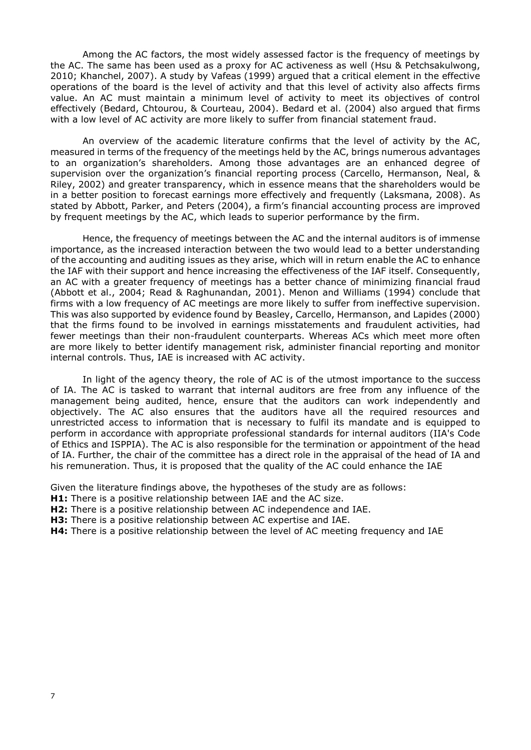Among the AC factors, the most widely assessed factor is the frequency of meetings by the AC. The same has been used as a proxy for AC activeness as well (Hsu & Petchsakulwong, 2010; Khanchel, 2007). A study by Vafeas (1999) argued that a critical element in the effective operations of the board is the level of activity and that this level of activity also affects firms value. An AC must maintain a minimum level of activity to meet its objectives of control effectively (Bedard, Chtourou, & Courteau, 2004). Bedard et al. (2004) also argued that firms with a low level of AC activity are more likely to suffer from financial statement fraud.

An overview of the academic literature confirms that the level of activity by the AC, measured in terms of the frequency of the meetings held by the AC, brings numerous advantages to an organization's shareholders. Among those advantages are an enhanced degree of supervision over the organization's financial reporting process (Carcello, Hermanson, Neal, & Riley, 2002) and greater transparency, which in essence means that the shareholders would be in a better position to forecast earnings more effectively and frequently (Laksmana, 2008). As stated by Abbott, Parker, and Peters (2004), a firm's financial accounting process are improved by frequent meetings by the AC, which leads to superior performance by the firm.

Hence, the frequency of meetings between the AC and the internal auditors is of immense importance, as the increased interaction between the two would lead to a better understanding of the accounting and auditing issues as they arise, which will in return enable the AC to enhance the IAF with their support and hence increasing the effectiveness of the IAF itself. Consequently, an AC with a greater frequency of meetings has a better chance of minimizing financial fraud (Abbott et al., 2004; Read & Raghunandan, 2001). Menon and Williams (1994) conclude that firms with a low frequency of AC meetings are more likely to suffer from ineffective supervision. This was also supported by evidence found by Beasley, Carcello, Hermanson, and Lapides (2000) that the firms found to be involved in earnings misstatements and fraudulent activities, had fewer meetings than their non-fraudulent counterparts. Whereas ACs which meet more often are more likely to better identify management risk, administer financial reporting and monitor internal controls. Thus, IAE is increased with AC activity.

In light of the agency theory, the role of AC is of the utmost importance to the success of IA. The AC is tasked to warrant that internal auditors are free from any influence of the management being audited, hence, ensure that the auditors can work independently and objectively. The AC also ensures that the auditors have all the required resources and unrestricted access to information that is necessary to fulfil its mandate and is equipped to perform in accordance with appropriate professional standards for internal auditors (IIA's Code of Ethics and ISPPIA). The AC is also responsible for the termination or appointment of the head of IA. Further, the chair of the committee has a direct role in the appraisal of the head of IA and his remuneration. Thus, it is proposed that the quality of the AC could enhance the IAE

Given the literature findings above, the hypotheses of the study are as follows:

**H1:** There is a positive relationship between IAE and the AC size.
**H2:** There is a positive relationship between AC independence and IAE.
**H3:** There is a positive relationship between AC expertise and IAE.
**H4:** There is a positive relationship between the level of AC meeting frequency and IAE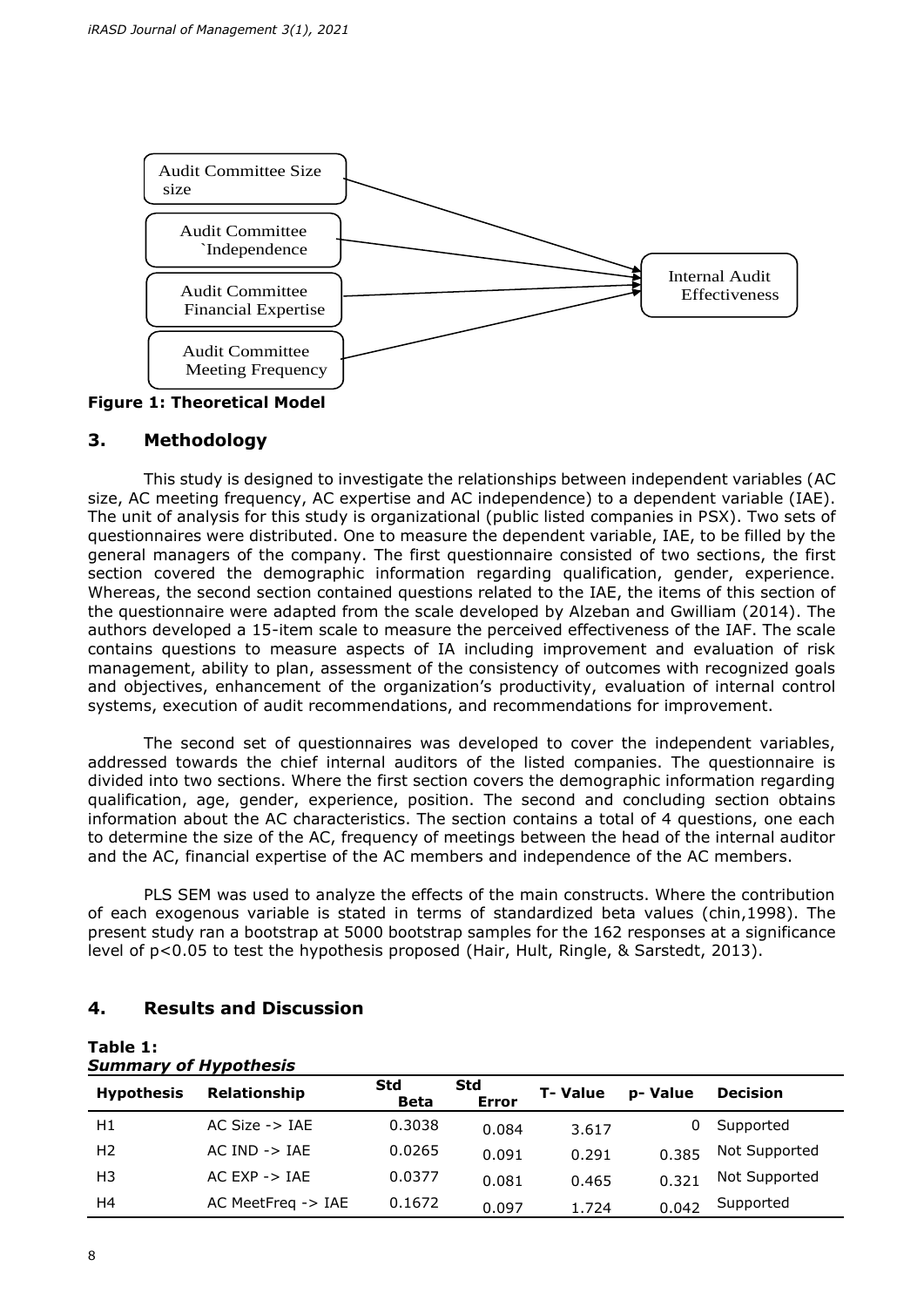Audit Committee Size size

Audit Committee `Independence

Audit Committee Financial Expertise

Audit Committee Meeting Frequency

Internal Audit Effectiveness

**Figure 1: Theoretical Model**

## 3. Methodology

This study is designed to investigate the relationships between independent variables (AC size, AC meeting frequency, AC expertise and AC independence) to a dependent variable (IAE). The unit of analysis for this study is organizational (public listed companies in PSX). Two sets of questionnaires were distributed. One to measure the dependent variable, IAE, to be filled by the general managers of the company. The first questionnaire consisted of two sections, the first section covered the demographic information regarding qualification, gender, experience. Whereas, the second section contained questions related to the IAE, the items of this section of the questionnaire were adapted from the scale developed by Alzeban and Gwilliam (2014). The authors developed a 15-item scale to measure the perceived effectiveness of the IAF. The scale contains questions to measure aspects of IA including improvement and evaluation of risk management, ability to plan, assessment of the consistency of outcomes with recognized goals and objectives, enhancement of the organization's productivity, evaluation of internal control systems, execution of audit recommendations, and recommendations for improvement.

The second set of questionnaires was developed to cover the independent variables, addressed towards the chief internal auditors of the listed companies. The questionnaire is divided into two sections. Where the first section covers the demographic information regarding qualification, age, gender, experience, position. The second and concluding section obtains information about the AC characteristics. The section contains a total of 4 questions, one each to determine the size of the AC, frequency of meetings between the head of the internal auditor and the AC, financial expertise of the AC members and independence of the AC members.

PLS SEM was used to analyze the effects of the main constructs. Where the contribution of each exogenous variable is stated in terms of standardized beta values (chin,1998). The present study ran a bootstrap at 5000 bootstrap samples for the 162 responses at a significance level of $p<0.05$ to test the hypothesis proposed (Hair, Hult, Ringle, & Sarstedt, 2013).

## 4. Results and Discussion

**Table 1:**
***Summary of Hypothesis***

| Hypothesis | Relationship | Std Beta | Std Error | T- Value | p- Value | Decision |
|---|---|---|---|---|---|---|
| H1 | AC Size -> IAE | 0.3038 | 0.084 | 3.617 | 0 | Supported |
| H2 | AC IND -> IAE | 0.0265 | 0.091 | 0.291 | 0.385 | Not Supported |
| H3 | AC EXP -> IAE | 0.0377 | 0.081 | 0.465 | 0.321 | Not Supported |
| H4 | AC MeetFreq -> IAE | 0.1672 | 0.097 | 1.724 | 0.042 | Supported |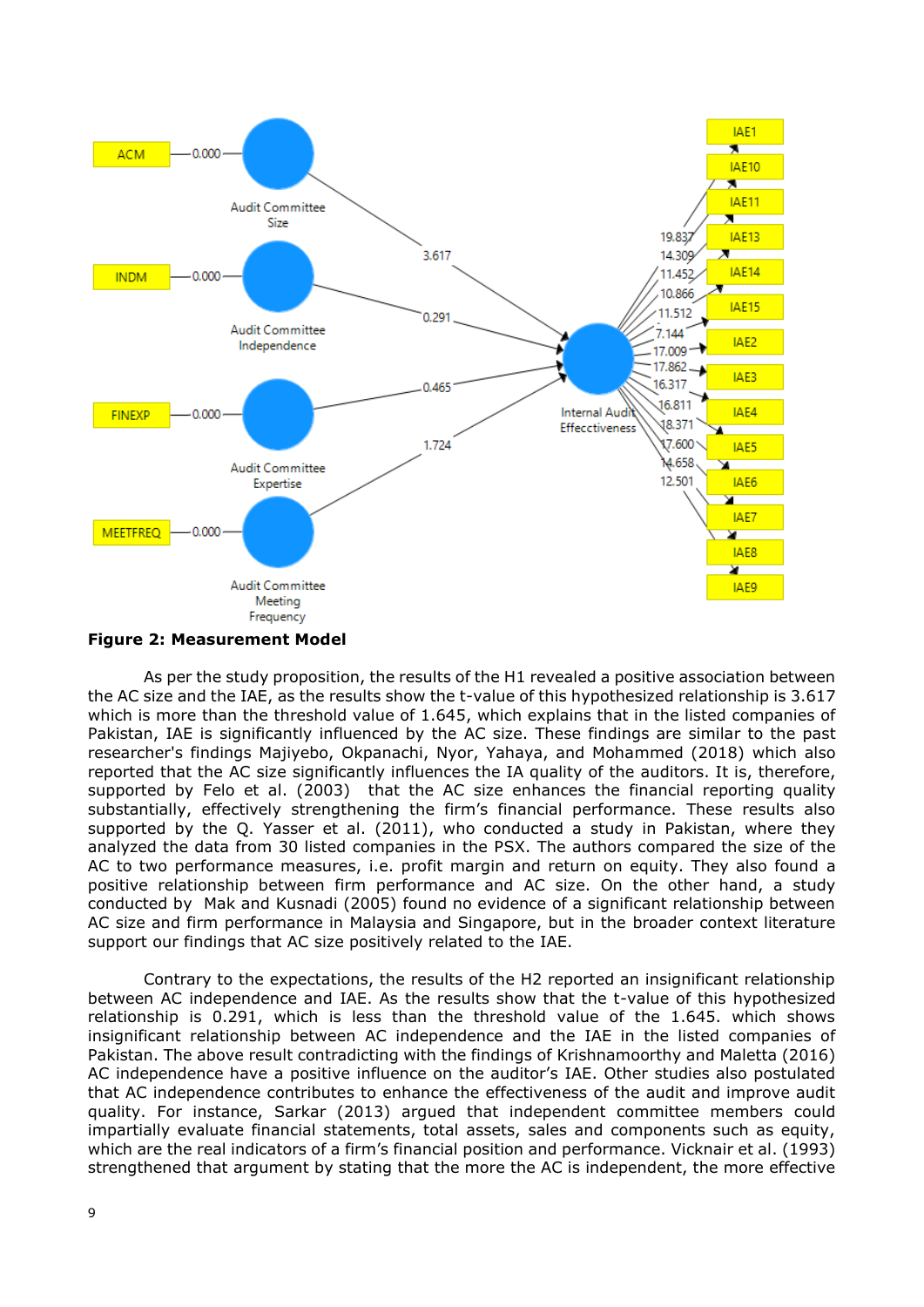**Figure 2: Measurement Model**

As per the study proposition, the results of the H1 revealed a positive association between the AC size and the IAE, as the results show the t-value of this hypothesized relationship is 3.617 which is more than the threshold value of 1.645, which explains that in the listed companies of Pakistan, IAE is significantly influenced by the AC size. These findings are similar to the past researcher's findings Majiyebo, Okpanachi, Nyor, Yahaya, and Mohammed (2018) which also reported that the AC size significantly influences the IA quality of the auditors. It is, therefore, supported by Felo et al. (2003) that the AC size enhances the financial reporting quality substantially, effectively strengthening the firm's financial performance. These results also supported by the Q. Yasser et al. (2011), who conducted a study in Pakistan, where they analyzed the data from 30 listed companies in the PSX. The authors compared the size of the AC to two performance measures, i.e. profit margin and return on equity. They also found a positive relationship between firm performance and AC size. On the other hand, a study conducted by Mak and Kusnadi (2005) found no evidence of a significant relationship between AC size and firm performance in Malaysia and Singapore, but in the broader context literature support our findings that AC size positively related to the IAE.

Contrary to the expectations, the results of the H2 reported an insignificant relationship between AC independence and IAE. As the results show that the t-value of this hypothesized relationship is 0.291, which is less than the threshold value of the 1.645. which shows insignificant relationship between AC independence and the IAE in the listed companies of Pakistan. The above result contradicting with the findings of Krishnamoorthy and Maletta (2016) AC independence have a positive influence on the auditor's IAE. Other studies also postulated that AC independence contributes to enhance the effectiveness of the audit and improve audit quality. For instance, Sarkar (2013) argued that independent committee members could impartially evaluate financial statements, total assets, sales and components such as equity, which are the real indicators of a firm's financial position and performance. Vicknair et al. (1993) strengthened that argument by stating that the more the AC is independent, the more effective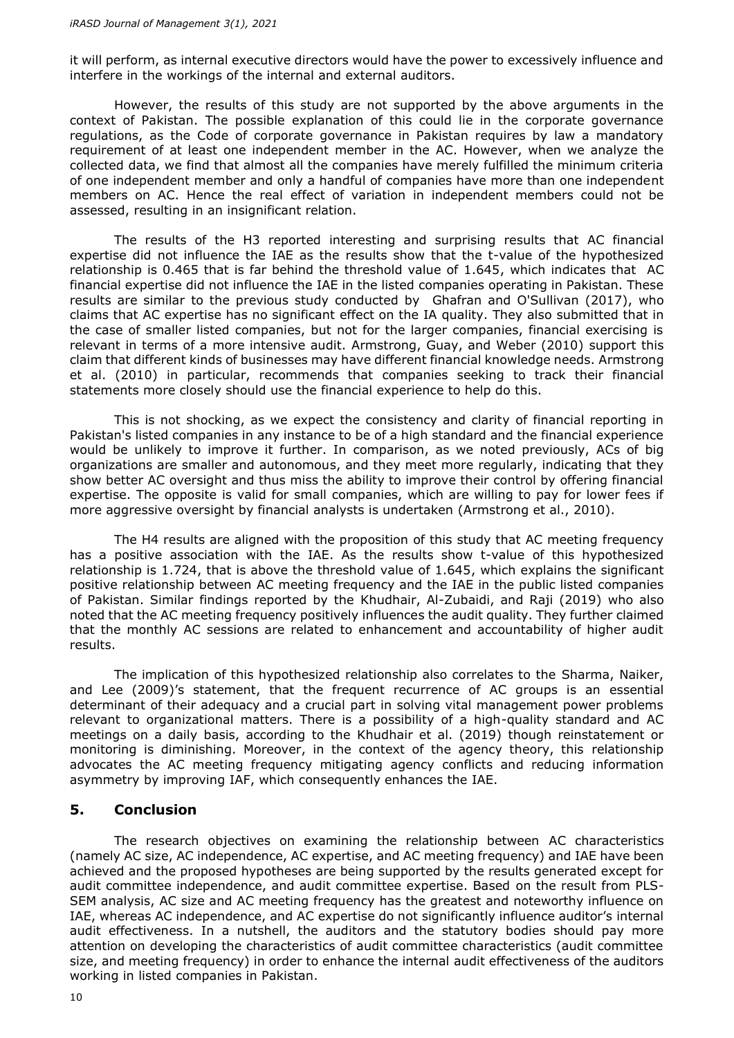it will perform, as internal executive directors would have the power to excessively influence and interfere in the workings of the internal and external auditors.

However, the results of this study are not supported by the above arguments in the context of Pakistan. The possible explanation of this could lie in the corporate governance regulations, as the Code of corporate governance in Pakistan requires by law a mandatory requirement of at least one independent member in the AC. However, when we analyze the collected data, we find that almost all the companies have merely fulfilled the minimum criteria of one independent member and only a handful of companies have more than one independent members on AC. Hence the real effect of variation in independent members could not be assessed, resulting in an insignificant relation.

The results of the H3 reported interesting and surprising results that AC financial expertise did not influence the IAE as the results show that the t-value of the hypothesized relationship is 0.465 that is far behind the threshold value of 1.645, which indicates that AC financial expertise did not influence the IAE in the listed companies operating in Pakistan. These results are similar to the previous study conducted by Ghafran and O'Sullivan (2017), who claims that AC expertise has no significant effect on the IA quality. They also submitted that in the case of smaller listed companies, but not for the larger companies, financial exercising is relevant in terms of a more intensive audit. Armstrong, Guay, and Weber (2010) support this claim that different kinds of businesses may have different financial knowledge needs. Armstrong et al. (2010) in particular, recommends that companies seeking to track their financial statements more closely should use the financial experience to help do this.

This is not shocking, as we expect the consistency and clarity of financial reporting in Pakistan's listed companies in any instance to be of a high standard and the financial experience would be unlikely to improve it further. In comparison, as we noted previously, ACs of big organizations are smaller and autonomous, and they meet more regularly, indicating that they show better AC oversight and thus miss the ability to improve their control by offering financial expertise. The opposite is valid for small companies, which are willing to pay for lower fees if more aggressive oversight by financial analysts is undertaken (Armstrong et al., 2010).

The H4 results are aligned with the proposition of this study that AC meeting frequency has a positive association with the IAE. As the results show t-value of this hypothesized relationship is 1.724, that is above the threshold value of 1.645, which explains the significant positive relationship between AC meeting frequency and the IAE in the public listed companies of Pakistan. Similar findings reported by the Khudhair, Al-Zubaidi, and Raji (2019) who also noted that the AC meeting frequency positively influences the audit quality. They further claimed that the monthly AC sessions are related to enhancement and accountability of higher audit results.

The implication of this hypothesized relationship also correlates to the Sharma, Naiker, and Lee (2009)'s statement, that the frequent recurrence of AC groups is an essential determinant of their adequacy and a crucial part in solving vital management power problems relevant to organizational matters. There is a possibility of a high-quality standard and AC meetings on a daily basis, according to the Khudhair et al. (2019) though reinstatement or monitoring is diminishing. Moreover, in the context of the agency theory, this relationship advocates the AC meeting frequency mitigating agency conflicts and reducing information asymmetry by improving IAF, which consequently enhances the IAE.

## 5. Conclusion

The research objectives on examining the relationship between AC characteristics (namely AC size, AC independence, AC expertise, and AC meeting frequency) and IAE have been achieved and the proposed hypotheses are being supported by the results generated except for audit committee independence, and audit committee expertise. Based on the result from PLS-SEM analysis, AC size and AC meeting frequency has the greatest and noteworthy influence on IAE, whereas AC independence, and AC expertise do not significantly influence auditor's internal audit effectiveness. In a nutshell, the auditors and the statutory bodies should pay more attention on developing the characteristics of audit committee characteristics (audit committee size, and meeting frequency) in order to enhance the internal audit effectiveness of the auditors working in listed companies in Pakistan.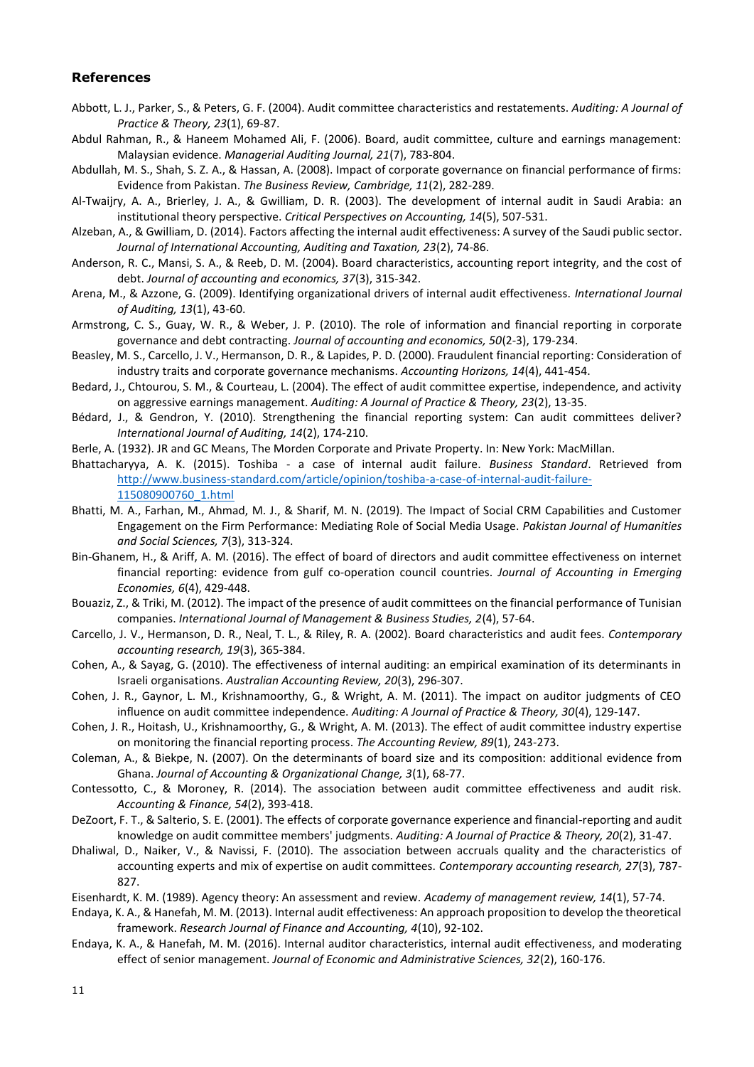## References

Abbott, L. J., Parker, S., & Peters, G. F. (2004). Audit committee characteristics and restatements. *Auditing: A Journal of Practice & Theory, 23*(1), 69-87.

Abdul Rahman, R., & Haneem Mohamed Ali, F. (2006). Board, audit committee, culture and earnings management: Malaysian evidence. *Managerial Auditing Journal, 21*(7), 783-804.

Abdullah, M. S., Shah, S. Z. A., & Hassan, A. (2008). Impact of corporate governance on financial performance of firms: Evidence from Pakistan. *The Business Review, Cambridge, 11*(2), 282-289.

Al-Twaijry, A. A., Brierley, J. A., & Gwilliam, D. R. (2003). The development of internal audit in Saudi Arabia: an institutional theory perspective. *Critical Perspectives on Accounting, 14*(5), 507-531.

Alzeban, A., & Gwilliam, D. (2014). Factors affecting the internal audit effectiveness: A survey of the Saudi public sector. *Journal of International Accounting, Auditing and Taxation, 23*(2), 74-86.

Anderson, R. C., Mansi, S. A., & Reeb, D. M. (2004). Board characteristics, accounting report integrity, and the cost of debt. *Journal of accounting and economics, 37*(3), 315-342.

Arena, M., & Azzone, G. (2009). Identifying organizational drivers of internal audit effectiveness. *International Journal of Auditing, 13*(1), 43-60.

Armstrong, C. S., Guay, W. R., & Weber, J. P. (2010). The role of information and financial reporting in corporate governance and debt contracting. *Journal of accounting and economics, 50*(2-3), 179-234.

Beasley, M. S., Carcello, J. V., Hermanson, D. R., & Lapides, P. D. (2000). Fraudulent financial reporting: Consideration of industry traits and corporate governance mechanisms. *Accounting Horizons, 14*(4), 441-454.

Bedard, J., Chtourou, S. M., & Courteau, L. (2004). The effect of audit committee expertise, independence, and activity on aggressive earnings management. *Auditing: A Journal of Practice & Theory, 23*(2), 13-35.

Bédard, J., & Gendron, Y. (2010). Strengthening the financial reporting system: Can audit committees deliver? *International Journal of Auditing, 14*(2), 174-210.

Berle, A. (1932). JR and GC Means, The Morden Corporate and Private Property. In: New York: MacMillan.

Bhattacharyya, A. K. (2015). Toshiba - a case of internal audit failure. *Business Standard*. Retrieved from http://www.business-standard.com/article/opinion/toshiba-a-case-of-internal-audit-failure-115080900760_1.html

Bhatti, M. A., Farhan, M., Ahmad, M. J., & Sharif, M. N. (2019). The Impact of Social CRM Capabilities and Customer Engagement on the Firm Performance: Mediating Role of Social Media Usage. *Pakistan Journal of Humanities and Social Sciences, 7*(3), 313-324.

Bin-Ghanem, H., & Ariff, A. M. (2016). The effect of board of directors and audit committee effectiveness on internet financial reporting: evidence from gulf co-operation council countries. *Journal of Accounting in Emerging Economies, 6*(4), 429-448.

Bouaziz, Z., & Triki, M. (2012). The impact of the presence of audit committees on the financial performance of Tunisian companies. *International Journal of Management & Business Studies, 2*(4), 57-64.

Carcello, J. V., Hermanson, D. R., Neal, T. L., & Riley, R. A. (2002). Board characteristics and audit fees. *Contemporary accounting research, 19*(3), 365-384.

Cohen, A., & Sayag, G. (2010). The effectiveness of internal auditing: an empirical examination of its determinants in Israeli organisations. *Australian Accounting Review, 20*(3), 296-307.

Cohen, J. R., Gaynor, L. M., Krishnamoorthy, G., & Wright, A. M. (2011). The impact on auditor judgments of CEO influence on audit committee independence. *Auditing: A Journal of Practice & Theory, 30*(4), 129-147.

Cohen, J. R., Hoitash, U., Krishnamoorthy, G., & Wright, A. M. (2013). The effect of audit committee industry expertise on monitoring the financial reporting process. *The Accounting Review, 89*(1), 243-273.

Coleman, A., & Biekpe, N. (2007). On the determinants of board size and its composition: additional evidence from Ghana. *Journal of Accounting & Organizational Change, 3*(1), 68-77.

Contessotto, C., & Moroney, R. (2014). The association between audit committee effectiveness and audit risk. *Accounting & Finance, 54*(2), 393-418.

DeZoort, F. T., & Salterio, S. E. (2001). The effects of corporate governance experience and financial-reporting and audit knowledge on audit committee members' judgments. *Auditing: A Journal of Practice & Theory, 20*(2), 31-47.

Dhaliwal, D., Naiker, V., & Navissi, F. (2010). The association between accruals quality and the characteristics of accounting experts and mix of expertise on audit committees. *Contemporary accounting research, 27*(3), 787-827.

Eisenhardt, K. M. (1989). Agency theory: An assessment and review. *Academy of management review, 14*(1), 57-74.

Endaya, K. A., & Hanefah, M. M. (2013). Internal audit effectiveness: An approach proposition to develop the theoretical framework. *Research Journal of Finance and Accounting, 4*(10), 92-102.

Endaya, K. A., & Hanefah, M. M. (2016). Internal auditor characteristics, internal audit effectiveness, and moderating effect of senior management. *Journal of Economic and Administrative Sciences, 32*(2), 160-176.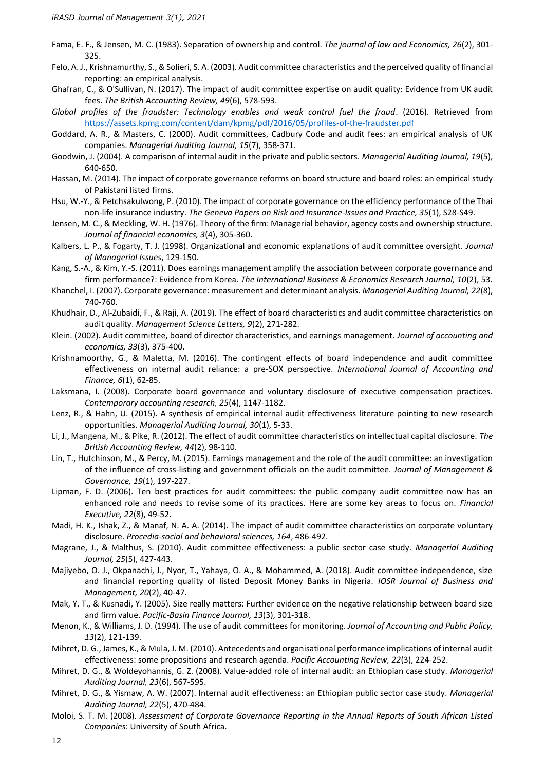Fama, E. F., & Jensen, M. C. (1983). Separation of ownership and control. *The journal of law and Economics, 26*(2), 301-325.

Felo, A. J., Krishnamurthy, S., & Solieri, S. A. (2003). Audit committee characteristics and the perceived quality of financial reporting: an empirical analysis.

Ghafran, C., & O'Sullivan, N. (2017). The impact of audit committee expertise on audit quality: Evidence from UK audit fees. *The British Accounting Review, 49*(6), 578-593.

*Global profiles of the fraudster: Technology enables and weak control fuel the fraud*. (2016). Retrieved from https://assets.kpmg.com/content/dam/kpmg/pdf/2016/05/profiles-of-the-fraudster.pdf

Goddard, A. R., & Masters, C. (2000). Audit committees, Cadbury Code and audit fees: an empirical analysis of UK companies. *Managerial Auditing Journal, 15*(7), 358-371.

Goodwin, J. (2004). A comparison of internal audit in the private and public sectors. *Managerial Auditing Journal, 19*(5), 640-650.

Hassan, M. (2014). The impact of corporate governance reforms on board structure and board roles: an empirical study of Pakistani listed firms.

Hsu, W.-Y., & Petchsakulwong, P. (2010). The impact of corporate governance on the efficiency performance of the Thai non-life insurance industry. *The Geneva Papers on Risk and Insurance-Issues and Practice, 35*(1), S28-S49.

Jensen, M. C., & Meckling, W. H. (1976). Theory of the firm: Managerial behavior, agency costs and ownership structure. *Journal of financial economics, 3*(4), 305-360.

Kalbers, L. P., & Fogarty, T. J. (1998). Organizational and economic explanations of audit committee oversight. *Journal of Managerial Issues*, 129-150.

Kang, S.-A., & Kim, Y.-S. (2011). Does earnings management amplify the association between corporate governance and firm performance?: Evidence from Korea. *The International Business & Economics Research Journal, 10*(2), 53.

Khanchel, I. (2007). Corporate governance: measurement and determinant analysis. *Managerial Auditing Journal, 22*(8), 740-760.

Khudhair, D., Al-Zubaidi, F., & Raji, A. (2019). The effect of board characteristics and audit committee characteristics on audit quality. *Management Science Letters, 9*(2), 271-282.

Klein. (2002). Audit committee, board of director characteristics, and earnings management. *Journal of accounting and economics, 33*(3), 375-400.

Krishnamoorthy, G., & Maletta, M. (2016). The contingent effects of board independence and audit committee effectiveness on internal audit reliance: a pre-SOX perspective. *International Journal of Accounting and Finance, 6*(1), 62-85.

Laksmana, I. (2008). Corporate board governance and voluntary disclosure of executive compensation practices. *Contemporary accounting research, 25*(4), 1147-1182.

Lenz, R., & Hahn, U. (2015). A synthesis of empirical internal audit effectiveness literature pointing to new research opportunities. *Managerial Auditing Journal, 30*(1), 5-33.

Li, J., Mangena, M., & Pike, R. (2012). The effect of audit committee characteristics on intellectual capital disclosure. *The British Accounting Review, 44*(2), 98-110.

Lin, T., Hutchinson, M., & Percy, M. (2015). Earnings management and the role of the audit committee: an investigation of the influence of cross-listing and government officials on the audit committee. *Journal of Management & Governance, 19*(1), 197-227.

Lipman, F. D. (2006). Ten best practices for audit committees: the public company audit committee now has an enhanced role and needs to revise some of its practices. Here are some key areas to focus on. *Financial Executive, 22*(8), 49-52.

Madi, H. K., Ishak, Z., & Manaf, N. A. A. (2014). The impact of audit committee characteristics on corporate voluntary disclosure. *Procedia-social and behavioral sciences, 164*, 486-492.

Magrane, J., & Malthus, S. (2010). Audit committee effectiveness: a public sector case study. *Managerial Auditing Journal, 25*(5), 427-443.

Majiyebo, O. J., Okpanachi, J., Nyor, T., Yahaya, O. A., & Mohammed, A. (2018). Audit committee independence, size and financial reporting quality of listed Deposit Money Banks in Nigeria. *IOSR Journal of Business and Management, 20*(2), 40-47.

Mak, Y. T., & Kusnadi, Y. (2005). Size really matters: Further evidence on the negative relationship between board size and firm value. *Pacific-Basin Finance Journal, 13*(3), 301-318.

Menon, K., & Williams, J. D. (1994). The use of audit committees for monitoring. *Journal of Accounting and Public Policy, 13*(2), 121-139.

Mihret, D. G., James, K., & Mula, J. M. (2010). Antecedents and organisational performance implications of internal audit effectiveness: some propositions and research agenda. *Pacific Accounting Review, 22*(3), 224-252.

Mihret, D. G., & Woldeyohannis, G. Z. (2008). Value-added role of internal audit: an Ethiopian case study. *Managerial Auditing Journal, 23*(6), 567-595.

Mihret, D. G., & Yismaw, A. W. (2007). Internal audit effectiveness: an Ethiopian public sector case study. *Managerial Auditing Journal, 22*(5), 470-484.

Moloi, S. T. M. (2008). *Assessment of Corporate Governance Reporting in the Annual Reports of South African Listed Companies*: University of South Africa.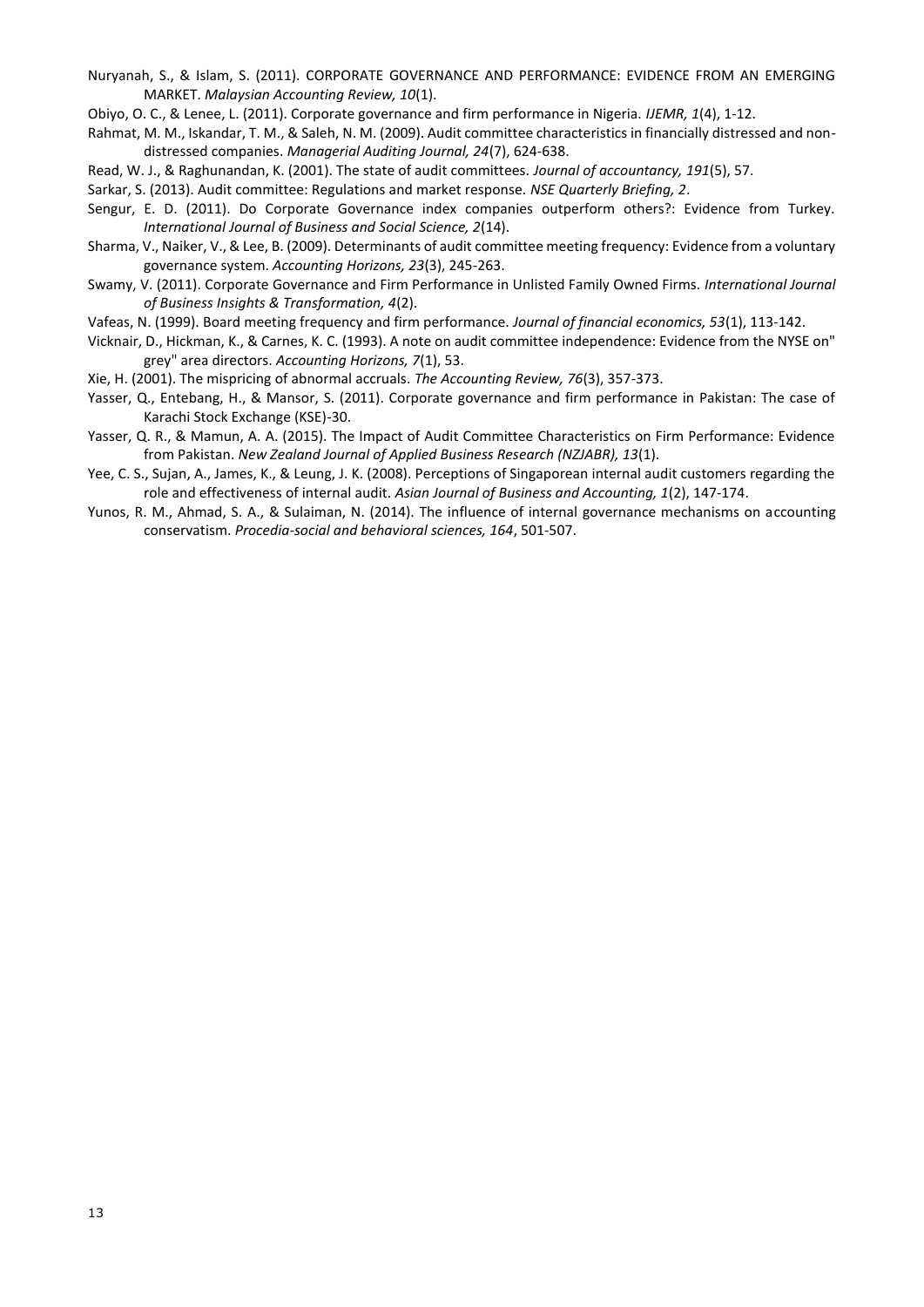Nuryanah, S., & Islam, S. (2011). CORPORATE GOVERNANCE AND PERFORMANCE: EVIDENCE FROM AN EMERGING MARKET. *Malaysian Accounting Review, 10*(1).

Obiyo, O. C., & Lenee, L. (2011). Corporate governance and firm performance in Nigeria. *IJEMR, 1*(4), 1-12.

Rahmat, M. M., Iskandar, T. M., & Saleh, N. M. (2009). Audit committee characteristics in financially distressed and non-distressed companies. *Managerial Auditing Journal, 24*(7), 624-638.

Read, W. J., & Raghunandan, K. (2001). The state of audit committees. *Journal of accountancy, 191*(5), 57.

Sarkar, S. (2013). Audit committee: Regulations and market response. *NSE Quarterly Briefing, 2*.

Sengur, E. D. (2011). Do Corporate Governance index companies outperform others?: Evidence from Turkey. *International Journal of Business and Social Science, 2*(14).

Sharma, V., Naiker, V., & Lee, B. (2009). Determinants of audit committee meeting frequency: Evidence from a voluntary governance system. *Accounting Horizons, 23*(3), 245-263.

Swamy, V. (2011). Corporate Governance and Firm Performance in Unlisted Family Owned Firms. *International Journal of Business Insights & Transformation, 4*(2).

Vafeas, N. (1999). Board meeting frequency and firm performance. *Journal of financial economics, 53*(1), 113-142.

Vicknair, D., Hickman, K., & Carnes, K. C. (1993). A note on audit committee independence: Evidence from the NYSE on" grey" area directors. *Accounting Horizons, 7*(1), 53.

Xie, H. (2001). The mispricing of abnormal accruals. *The Accounting Review, 76*(3), 357-373.

Yasser, Q., Entebang, H., & Mansor, S. (2011). Corporate governance and firm performance in Pakistan: The case of Karachi Stock Exchange (KSE)-30.

Yasser, Q. R., & Mamun, A. A. (2015). The Impact of Audit Committee Characteristics on Firm Performance: Evidence from Pakistan. *New Zealand Journal of Applied Business Research (NZJABR), 13*(1).

Yee, C. S., Sujan, A., James, K., & Leung, J. K. (2008). Perceptions of Singaporean internal audit customers regarding the role and effectiveness of internal audit. *Asian Journal of Business and Accounting, 1*(2), 147-174.

Yunos, R. M., Ahmad, S. A., & Sulaiman, N. (2014). The influence of internal governance mechanisms on accounting conservatism. *Procedia-social and behavioral sciences, 164*, 501-507.